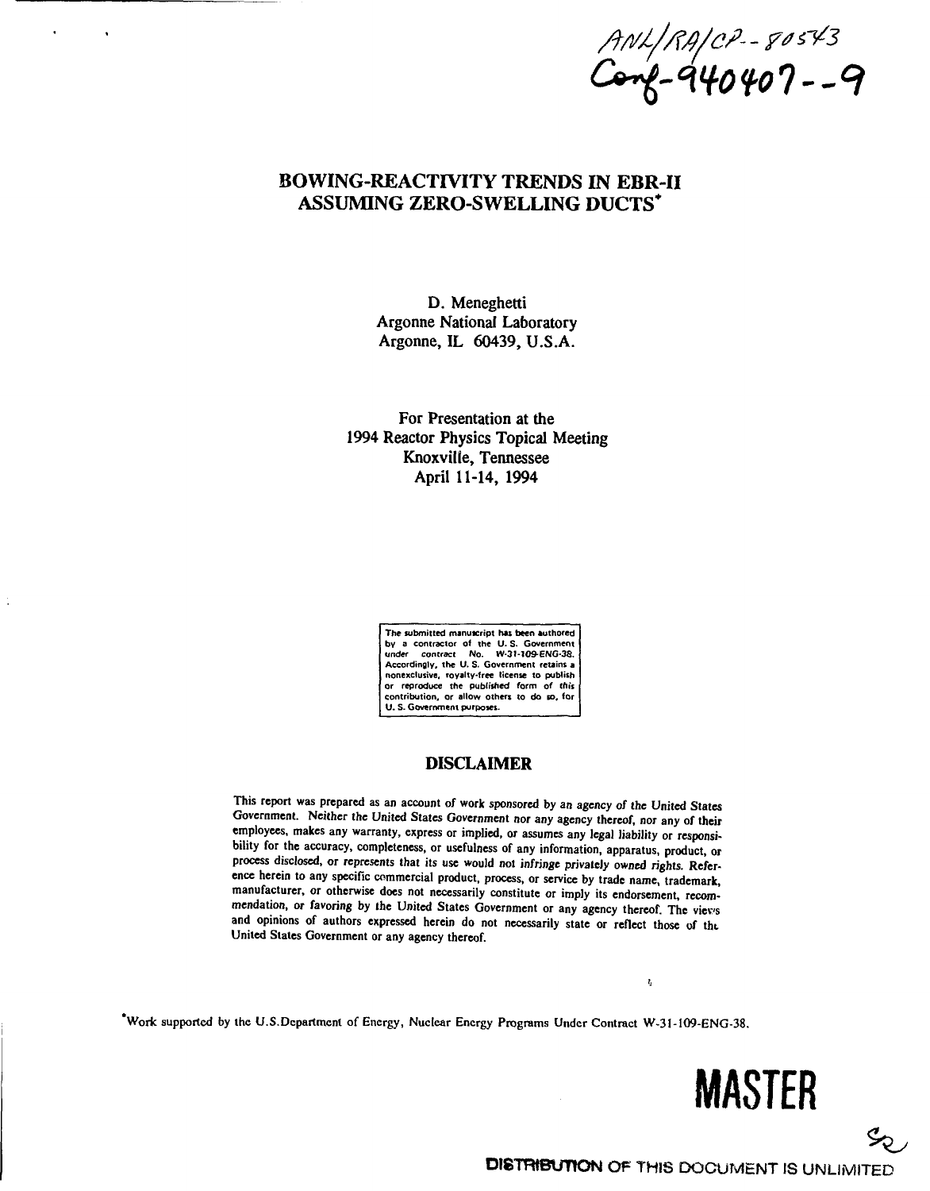ANL/RA/CP--80543
Conf-940407--9

# BOWING-REACTIVITY TRENDS IN EBR-II ASSUMING ZERO-SWELLING DUCTS*

D. Meneghetti
Argonne National Laboratory
Argonne, IL 60439, U.S.A.

For Presentation at the
1994 Reactor Physics Topical Meeting
Knoxville, Tennessee
April 11-14, 1994

The submitted manuscript has been authored by a contractor of the U. S. Government under contract No. W-31-109-ENG-38. Accordingly, the U. S. Government retains a nonexclusive, royalty-free license to publish or reproduce the published form of this contribution, or allow others to do so, for U. S. Government purposes.

## DISCLAIMER

This report was prepared as an account of work sponsored by an agency of the United States Government. Neither the United States Government nor any agency thereof, nor any of their employees, makes any warranty, express or implied, or assumes any legal liability or responsibility for the accuracy, completeness, or usefulness of any information, apparatus, product, or process disclosed, or represents that its use would not infringe privately owned rights. Reference herein to any specific commercial product, process, or service by trade name, trademark, manufacturer, or otherwise does not necessarily constitute or imply its endorsement, recommendation, or favoring by the United States Government or any agency thereof. The views and opinions of authors expressed herein do not necessarily state or reflect those of the United States Government or any agency thereof.

*Work supported by the U.S.Department of Energy, Nuclear Energy Programs Under Contract W-31-109-ENG-38.

**MASTER**

DISTRIBUTION OF THIS DOCUMENT IS UNLIMITED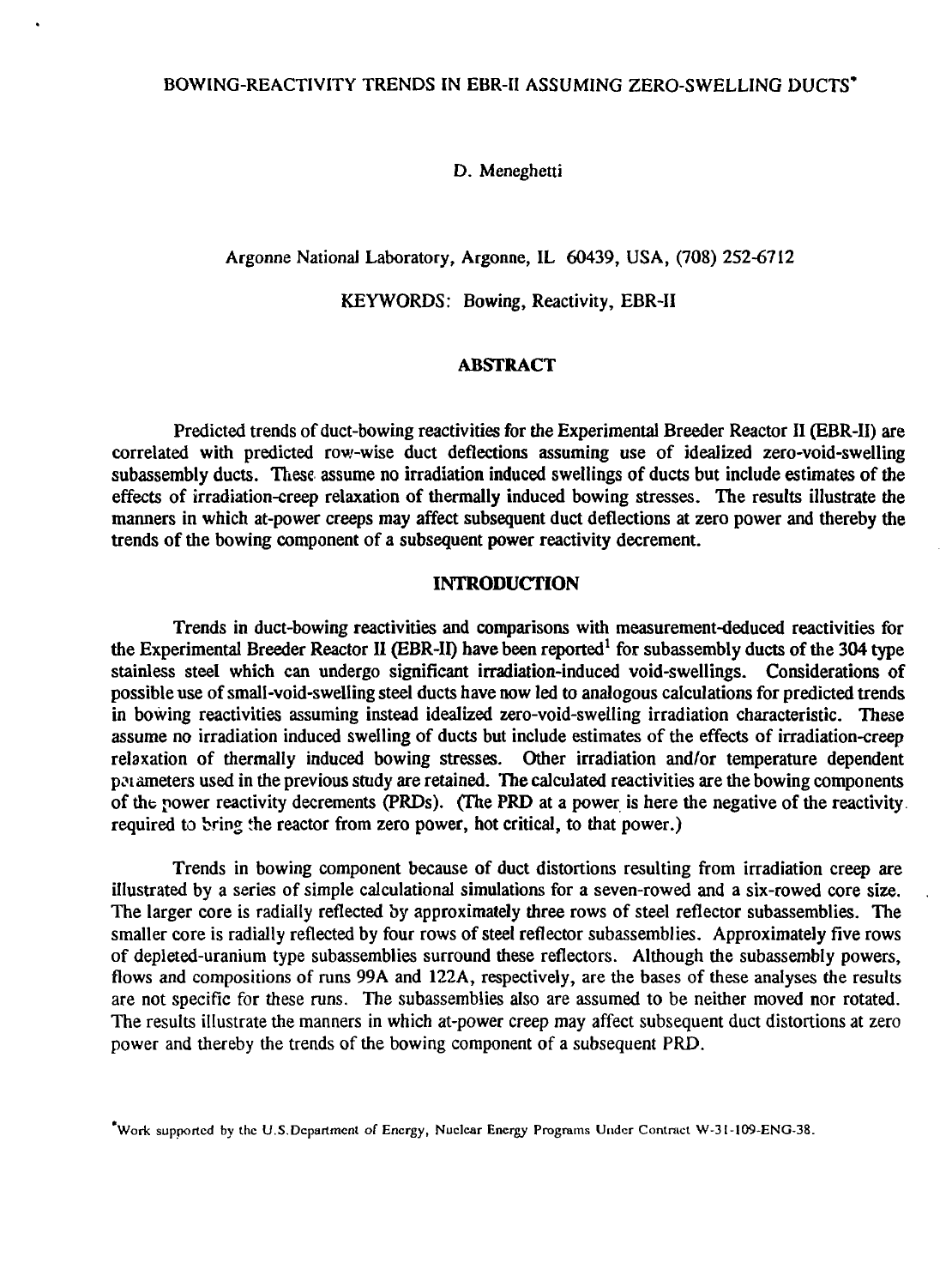# BOWING-REACTIVITY TRENDS IN EBR-II ASSUMING ZERO-SWELLING DUCTS*

D. Meneghetti

Argonne National Laboratory, Argonne, IL 60439, USA, (708) 252-6712

KEYWORDS: Bowing, Reactivity, EBR-II

## ABSTRACT

Predicted trends of duct-bowing reactivities for the Experimental Breeder Reactor II (EBR-II) are correlated with predicted row-wise duct deflections assuming use of idealized zero-void-swelling subassembly ducts. These assume no irradiation induced swellings of ducts but include estimates of the effects of irradiation-creep relaxation of thermally induced bowing stresses. The results illustrate the manners in which at-power creeps may affect subsequent duct deflections at zero power and thereby the trends of the bowing component of a subsequent power reactivity decrement.

## INTRODUCTION

Trends in duct-bowing reactivities and comparisons with measurement-deduced reactivities for the Experimental Breeder Reactor II (EBR-II) have been reported[1] for subassembly ducts of the 304 type stainless steel which can undergo significant irradiation-induced void-swellings. Considerations of possible use of small-void-swelling steel ducts have now led to analogous calculations for predicted trends in bowing reactivities assuming instead idealized zero-void-swelling irradiation characteristic. These assume no irradiation induced swelling of ducts but include estimates of the effects of irradiation-creep relaxation of thermally induced bowing stresses. Other irradiation and/or temperature dependent parameters used in the previous study are retained. The calculated reactivities are the bowing components of the power reactivity decrements (PRDs). (The PRD at a power is here the negative of the reactivity required to bring the reactor from zero power, hot critical, to that power.)

Trends in bowing component because of duct distortions resulting from irradiation creep are illustrated by a series of simple calculational simulations for a seven-rowed and a six-rowed core size. The larger core is radially reflected by approximately three rows of steel reflector subassemblies. The smaller core is radially reflected by four rows of steel reflector subassemblies. Approximately five rows of depleted-uranium type subassemblies surround these reflectors. Although the subassembly powers, flows and compositions of runs 99A and 122A, respectively, are the bases of these analyses the results are not specific for these runs. The subassemblies also are assumed to be neither moved nor rotated. The results illustrate the manners in which at-power creep may affect subsequent duct distortions at zero power and thereby the trends of the bowing component of a subsequent PRD.

*Work supported by the U.S. Department of Energy, Nuclear Energy Programs Under Contract W-31-109-ENG-38.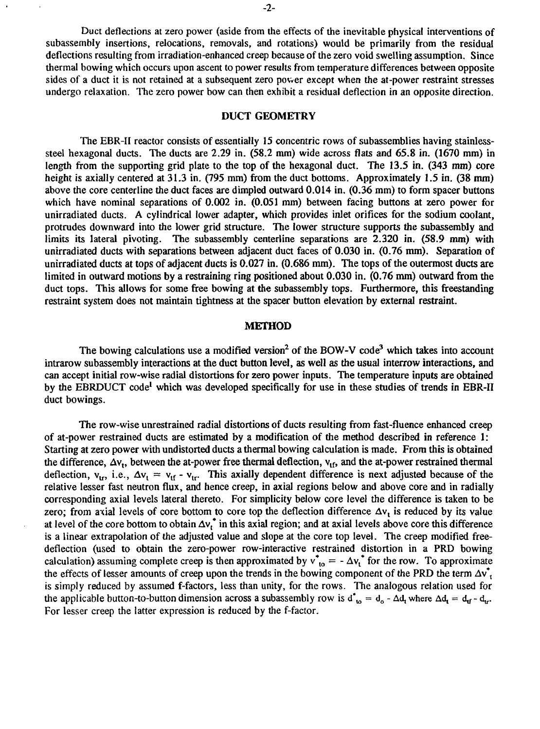Duct deflections at zero power (aside from the effects of the inevitable physical interventions of subassembly insertions, relocations, removals, and rotations) would be primarily from the residual deflections resulting from irradiation-enhanced creep because of the zero void swelling assumption. Since thermal bowing which occurs upon ascent to power results from temperature differences between opposite sides of a duct it is not retained at a subsequent zero power except when the at-power restraint stresses undergo relaxation. The zero power bow can then exhibit a residual deflection in an opposite direction.

## DUCT GEOMETRY

The EBR-II reactor consists of essentially 15 concentric rows of subassemblies having stainless-steel hexagonal ducts. The ducts are 2.29 in. (58.2 mm) wide across flats and 65.8 in. (1670 mm) in length from the supporting grid plate to the top of the hexagonal duct. The 13.5 in. (343 mm) core height is axially centered at 31.3 in. (795 mm) from the duct bottoms. Approximately 1.5 in. (38 mm) above the core centerline the duct faces are dimpled outward 0.014 in. (0.36 mm) to form spacer buttons which have nominal separations of 0.002 in. (0.051 mm) between facing buttons at zero power for unirradiated ducts. A cylindrical lower adapter, which provides inlet orifices for the sodium coolant, protrudes downward into the lower grid structure. The lower structure supports the subassembly and limits its lateral pivoting. The subassembly centerline separations are 2.320 in. (58.9 mm) with unirradiated ducts with separations between adjacent duct faces of 0.030 in. (0.76 mm). Separation of unirradiated ducts at tops of adjacent ducts is 0.027 in. (0.686 mm). The tops of the outermost ducts are limited in outward motions by a restraining ring positioned about 0.030 in. (0.76 mm) outward from the duct tops. This allows for some free bowing at the subassembly tops. Furthermore, this freestanding restraint system does not maintain tightness at the spacer button elevation by external restraint.

## METHOD

The bowing calculations use a modified version[2] of the BOW-V code[3] which takes into account intrarow subassembly interactions at the duct button level, as well as the usual interrow interactions, and can accept initial row-wise radial distortions for zero power inputs. The temperature inputs are obtained by the EBRDUCT code[1] which was developed specifically for use in these studies of trends in EBR-II duct bowings.

The row-wise unrestrained radial distortions of ducts resulting from fast-fluence enhanced creep of at-power restrained ducts are estimated by a modification of the method described in reference 1: Starting at zero power with undistorted ducts a thermal bowing calculation is made. From this is obtained the difference, $\Delta v_t$, between the at-power free thermal deflection, $v_{tf}$, and the at-power restrained thermal deflection, $v_{tr}$, i.e., $\Delta v_t = v_{tf} - v_{tr}$. This axially dependent difference is next adjusted because of the relative lesser fast neutron flux, and hence creep, in axial regions below and above core and in radially corresponding axial levels lateral thereto. For simplicity below core level the difference is taken to be zero; from axial levels of core bottom to core top the deflection difference $\Delta v_t$ is reduced by its value at level of the core bottom to obtain $\Delta v_t^*$ in this axial region; and at axial levels above core this difference is a linear extrapolation of the adjusted value and slope at the core top level. The creep modified free-deflection (used to obtain the zero-power row-interactive restrained distortion in a PRD bowing calculation) assuming complete creep is then approximated by $v^*_{to} = -\Delta v_t^*$ for the row. To approximate the effects of lesser amounts of creep upon the trends in the bowing component of the PRD the term $\Delta v^*_t$ is simply reduced by assumed f-factors, less than unity, for the rows. The analogous relation used for the applicable button-to-button dimension across a subassembly row is $d^*_{to} = d_o - \Delta d_t$ where $\Delta d_t = d_{tf} - d_{tr}$. For lesser creep the latter expression is reduced by the f-factor.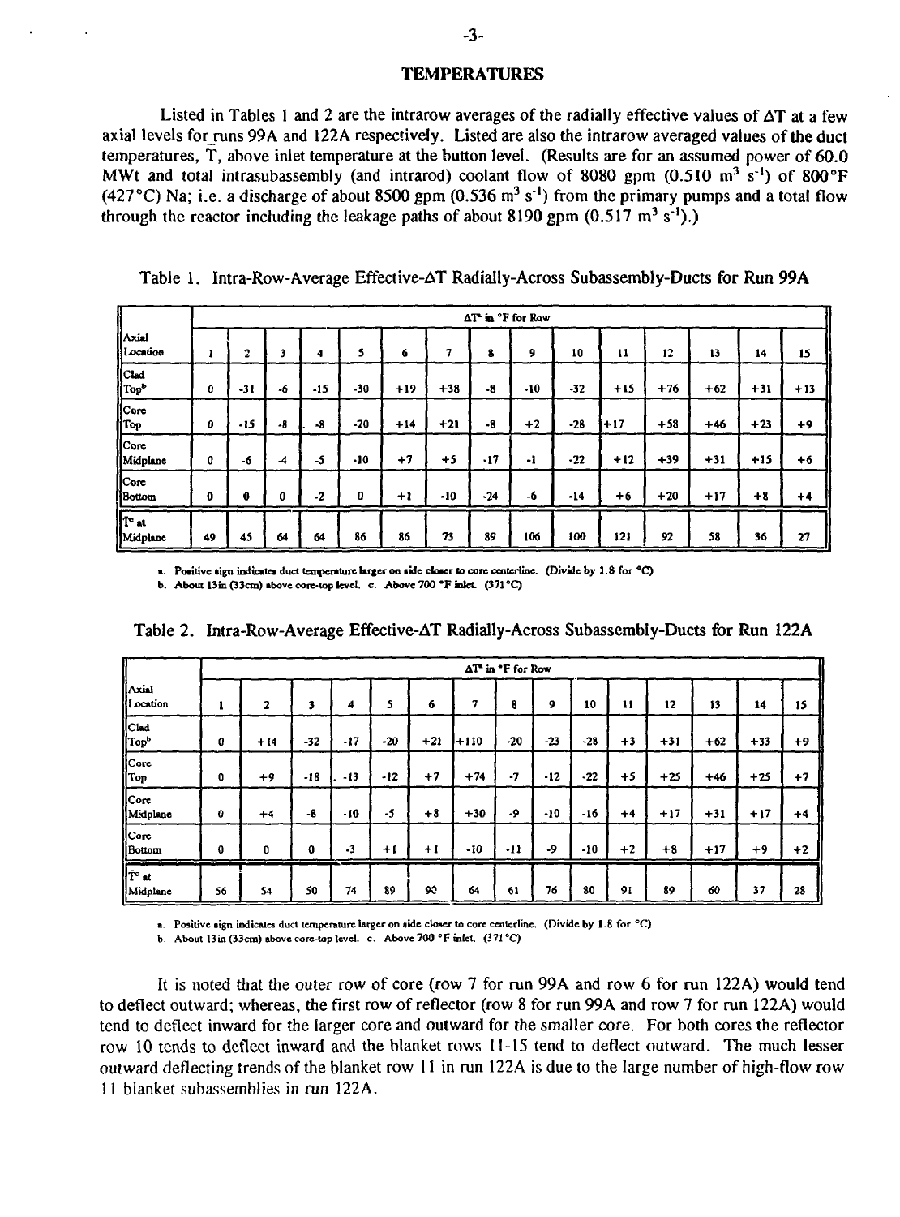## TEMPERATURES

Listed in Tables 1 and 2 are the intrarow averages of the radially effective values of ΔT at a few axial levels for runs 99A and 122A respectively. Listed are also the intrarow averaged values of the duct temperatures, T, above inlet temperature at the button level. (Results are for an assumed power of 60.0 MWt and total intrasubassembly (and intrarod) coolant flow of 8080 gpm (0.510 $m^3 s^{-1}$) of 800°F (427°C) Na; i.e. a discharge of about 8500 gpm (0.536 $m^3 s^{-1}$) from the primary pumps and a total flow through the reactor including the leakage paths of about 8190 gpm (0.517 $m^3 s^{-1}$).)

Table 1. Intra-Row-Average Effective-ΔT Radially-Across Subassembly-Ducts for Run 99A

| Axial Location | ΔT[a] in °F for Row | | | | | | | | | | | | | | |
|---|---|---|---|---|---|---|---|---|---|---|---|---|---|---|---|
| | 1 | 2 | 3 | 4 | 5 | 6 | 7 | 8 | 9 | 10 | 11 | 12 | 13 | 14 | 15 |
| Clad Top[b] | 0 | -31 | -6 | -15 | -30 | +19 | +38 | -8 | -10 | -32 | +15 | +76 | +62 | +31 | +13 |
| Core Top | 0 | -15 | -8 | -8 | -20 | +14 | +21 | -8 | +2 | -28 | +17 | +58 | +46 | +23 | +9 |
| Core Midplane | 0 | -6 | -4 | -5 | -10 | +7 | +5 | -17 | -1 | -22 | +12 | +39 | +31 | +15 | +6 |
| Core Bottom | 0 | 0 | 0 | -2 | 0 | +1 | -10 | -24 | -6 | -14 | +6 | +20 | +17 | +8 | +4 |
| T[c] at Midplane | 49 | 45 | 64 | 64 | 86 | 86 | 73 | 89 | 106 | 100 | 121 | 92 | 58 | 36 | 27 |

a. Positive sign indicates duct temperature larger on side closer to core centerline. (Divide by 1.8 for °C)
b. About 13in (33cm) above core-top level. c. Above 700 °F inlet. (371 °C)

Table 2. Intra-Row-Average Effective-ΔT Radially-Across Subassembly-Ducts for Run 122A

| Axial Location | ΔT[a] in °F for Row | | | | | | | | | | | | | | |
|---|---|---|---|---|---|---|---|---|---|---|---|---|---|---|---|
| | 1 | 2 | 3 | 4 | 5 | 6 | 7 | 8 | 9 | 10 | 11 | 12 | 13 | 14 | 15 |
| Clad Top[b] | 0 | +14 | -32 | -17 | -20 | +21 | +110 | -20 | -23 | -28 | +3 | +31 | +62 | +33 | +9 |
| Core Top | 0 | +9 | -18 | -13 | -12 | +7 | +74 | -7 | -12 | -22 | +5 | +25 | +46 | +25 | +7 |
| Core Midplane | 0 | +4 | -8 | -10 | -5 | +8 | +30 | -9 | -10 | -16 | +4 | +17 | +31 | +17 | +4 |
| Core Bottom | 0 | 0 | 0 | -3 | +1 | +1 | -10 | -11 | -9 | -10 | +2 | +8 | +17 | +9 | +2 |
| T[c] at Midplane | 56 | 54 | 50 | 74 | 89 | 90 | 64 | 61 | 76 | 80 | 91 | 89 | 60 | 37 | 28 |

a. Positive sign indicates duct temperature larger on side closer to core centerline. (Divide by 1.8 for °C)
b. About 13in (33cm) above core-top level. c. Above 700 °F inlet. (371 °C)

It is noted that the outer row of core (row 7 for run 99A and row 6 for run 122A) would tend to deflect outward; whereas, the first row of reflector (row 8 for run 99A and row 7 for run 122A) would tend to deflect inward for the larger core and outward for the smaller core. For both cores the reflector row 10 tends to deflect inward and the blanket rows 11-15 tend to deflect outward. The much lesser outward deflecting trends of the blanket row 11 in run 122A is due to the large number of high-flow row 11 blanket subassemblies in run 122A.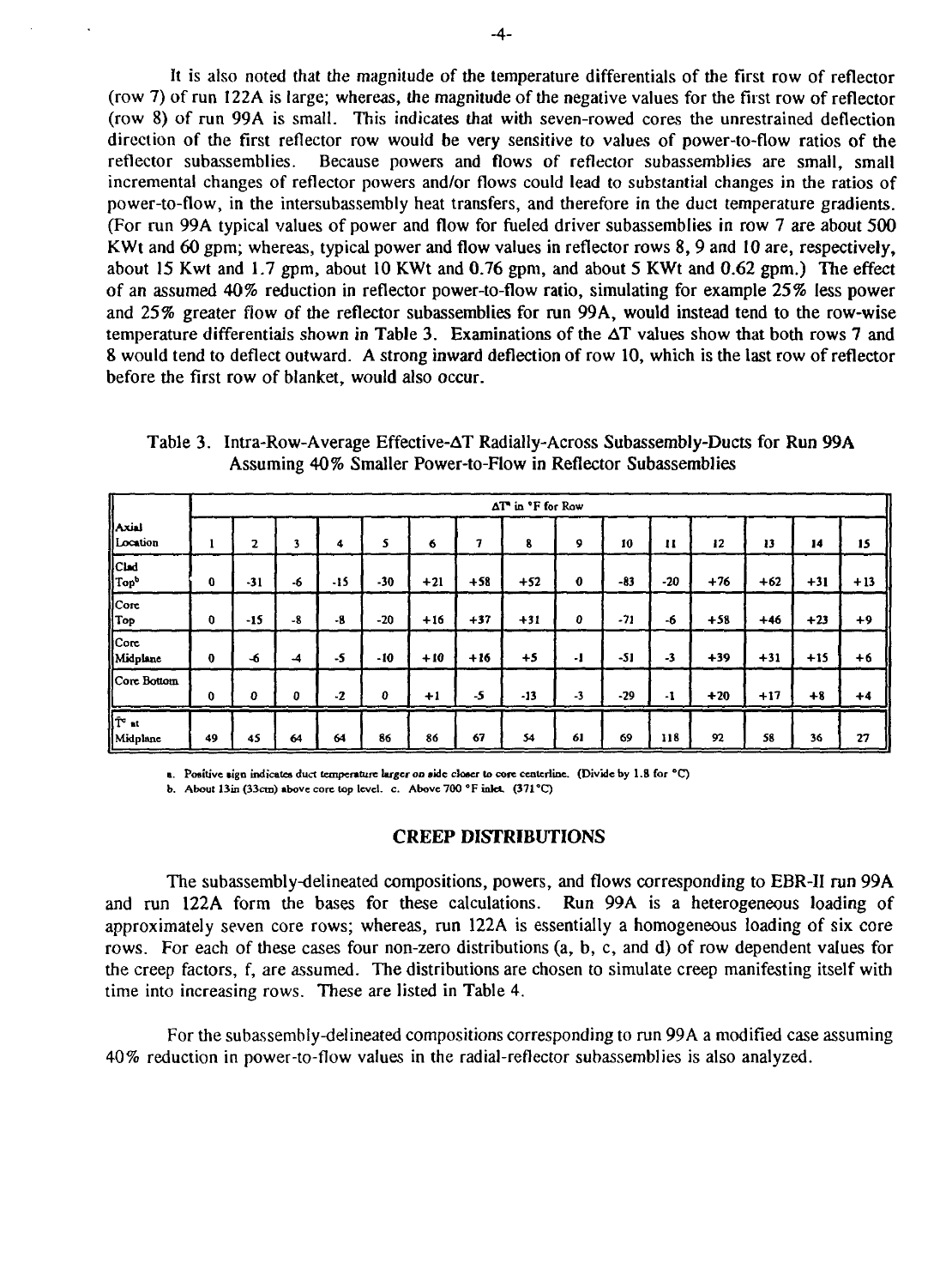It is also noted that the magnitude of the temperature differentials of the first row of reflector (row 7) of run 122A is large; whereas, the magnitude of the negative values for the first row of reflector (row 8) of run 99A is small. This indicates that with seven-rowed cores the unrestrained deflection direction of the first reflector row would be very sensitive to values of power-to-flow ratios of the reflector subassemblies. Because powers and flows of reflector subassemblies are small, small incremental changes of reflector powers and/or flows could lead to substantial changes in the ratios of power-to-flow, in the intersubassembly heat transfers, and therefore in the duct temperature gradients. (For run 99A typical values of power and flow for fueled driver subassemblies in row 7 are about 500 KWt and 60 gpm; whereas, typical power and flow values in reflector rows 8, 9 and 10 are, respectively, about 15 Kwt and 1.7 gpm, about 10 KWt and 0.76 gpm, and about 5 KWt and 0.62 gpm.) The effect of an assumed 40% reduction in reflector power-to-flow ratio, simulating for example 25% less power and 25% greater flow of the reflector subassemblies for run 99A, would instead tend to the row-wise temperature differentials shown in Table 3. Examinations of the ΔT values show that both rows 7 and 8 would tend to deflect outward. A strong inward deflection of row 10, which is the last row of reflector before the first row of blanket, would also occur.

Table 3. Intra-Row-Average Effective-ΔT Radially-Across Subassembly-Ducts for Run 99A Assuming 40% Smaller Power-to-Flow in Reflector Subassemblies

| Axial Location | ΔT[a] in °F for Row | | | | | | | | | | | | | | |
|---|---|---|---|---|---|---|---|---|---|---|---|---|---|---|---|
| | 1 | 2 | 3 | 4 | 5 | 6 | 7 | 8 | 9 | 10 | 11 | 12 | 13 | 14 | 15 |
| Clad Top[b] | 0 | -31 | -6 | -15 | -30 | +21 | +58 | +52 | 0 | -83 | -20 | +76 | +62 | +31 | +13 |
| Core Top | 0 | -15 | -8 | -8 | -20 | +16 | +37 | +31 | 0 | -71 | -6 | +58 | +46 | +23 | +9 |
| Core Midplane | 0 | -6 | -4 | -5 | -10 | +10 | +16 | +5 | -1 | -51 | -3 | +39 | +31 | +15 | +6 |
| Core Bottom | 0 | 0 | 0 | -2 | 0 | +1 | -5 | -13 | -3 | -29 | -1 | +20 | +17 | +8 | +4 |
| T[c] at Midplane | 49 | 45 | 64 | 64 | 86 | 86 | 67 | 54 | 61 | 69 | 118 | 92 | 58 | 36 | 27 |

a. Positive sign indicates duct temperature larger on side closer to core centerline. (Divide by 1.8 for °C)
b. About 13in (33cm) above core top level. c. Above 700 °F inlet. (371°C)

## CREEP DISTRIBUTIONS

The subassembly-delineated compositions, powers, and flows corresponding to EBR-II run 99A and run 122A form the bases for these calculations. Run 99A is a heterogeneous loading of approximately seven core rows; whereas, run 122A is essentially a homogeneous loading of six core rows. For each of these cases four non-zero distributions (a, b, c, and d) of row dependent values for the creep factors, f, are assumed. The distributions are chosen to simulate creep manifesting itself with time into increasing rows. These are listed in Table 4.

For the subassembly-delineated compositions corresponding to run 99A a modified case assuming 40% reduction in power-to-flow values in the radial-reflector subassemblies is also analyzed.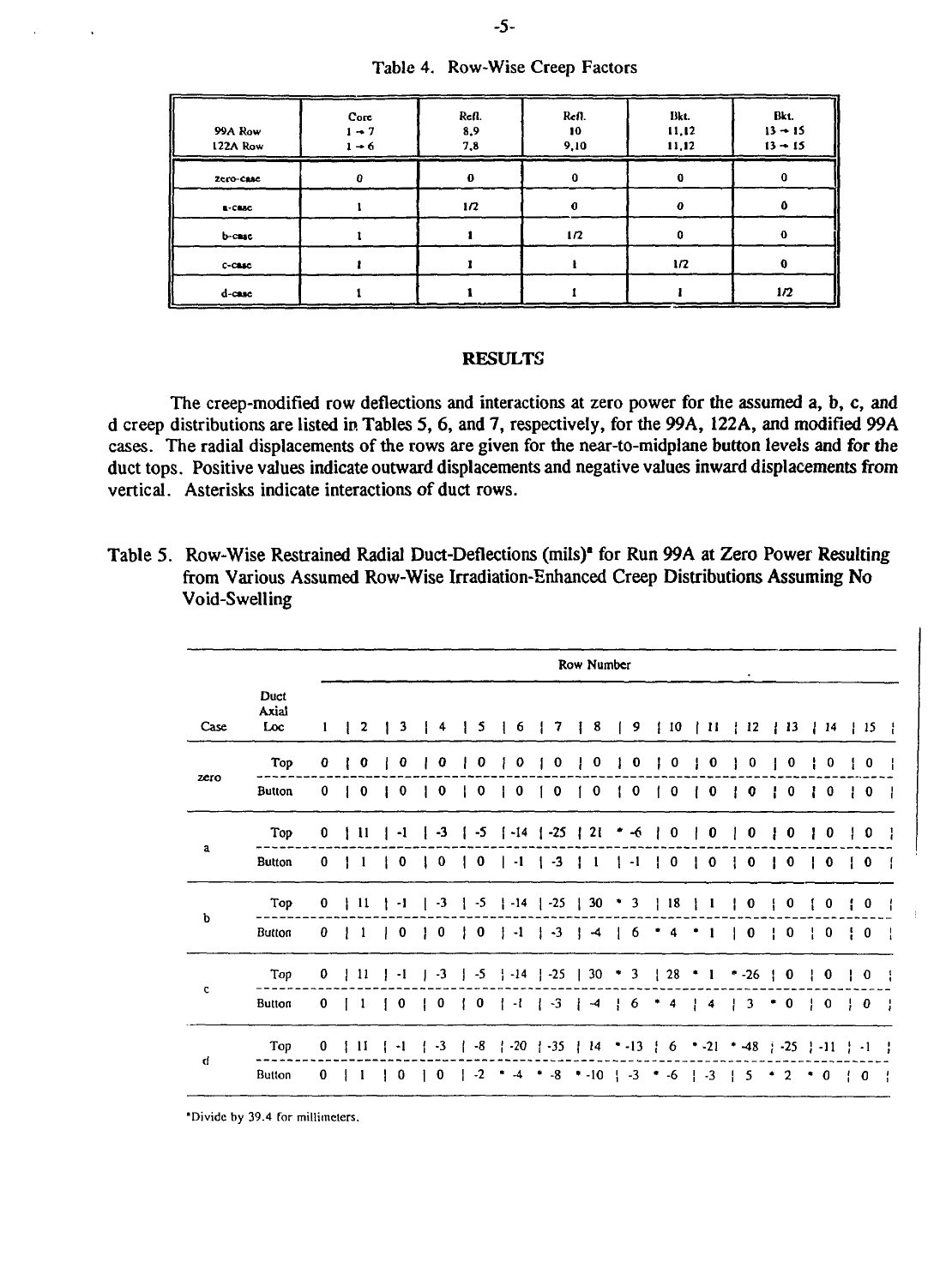Table 4. Row-Wise Creep Factors

| 99A Row<br>122A Row | Core<br>1 → 7<br>1 → 6 | Refl.<br>8,9<br>7,8 | Refl.<br>10<br>9,10 | Bkt.<br>11,12<br>11,12 | Bkt.<br>13 → 15<br>13 → 15 |
|---|---|---|---|---|---|
| zero-case | 0 | 0 | 0 | 0 | 0 |
| a-case | 1 | 1/2 | 0 | 0 | 0 |
| b-case | 1 | 1 | 1/2 | 0 | 0 |
| c-case | 1 | 1 | 1 | 1/2 | 0 |
| d-case | 1 | 1 | 1 | 1 | 1/2 |

## RESULTS

The creep-modified row deflections and interactions at zero power for the assumed a, b, c, and d creep distributions are listed in Tables 5, 6, and 7, respectively, for the 99A, 122A, and modified 99A cases. The radial displacements of the rows are given for the near-to-midplane button levels and for the duct tops. Positive values indicate outward displacements and negative values inward displacements from vertical. Asterisks indicate interactions of duct rows.

Table 5. Row-Wise Restrained Radial Duct-Deflections (mils)* for Run 99A at Zero Power Resulting from Various Assumed Row-Wise Irradiation-Enhanced Creep Distributions Assuming No Void-Swelling

| Case | Duct Axial Loc | 1 | 2 | 3 | 4 | 5 | 6 | 7 | 8 | 9 | 10 | 11 | 12 | 13 | 14 | 15 |
|---|---|---|---|---|---|---|---|---|---|---|---|---|---|---|---|---|
| zero | Top | 0 | 0 | 0 | 0 | 0 | 0 | 0 | 0 | 0 | 0 | 0 | 0 | 0 | 0 | 0 |
| | Button | 0 | 0 | 0 | 0 | 0 | 0 | 0 | 0 | 0 | 0 | 0 | 0 | 0 | 0 | 0 |
| a | Top | 0 | 11 | -1 | -3 | -5 | -14 | -25 | 21 | * -6 | 0 | 0 | 0 | 0 | 0 | 0 |
| | Button | 0 | 1 | 0 | 0 | 0 | -1 | -3 | 1 | -1 | 0 | 0 | 0 | 0 | 0 | 0 |
| b | Top | 0 | 11 | -1 | -3 | -5 | -14 | -25 | 30 | * 3 | 18 | 1 | 0 | 0 | 0 | 0 |
| | Button | 0 | 1 | 0 | 0 | 0 | -1 | -3 | -4 | 6 | * 4 | * 1 | 0 | 0 | 0 | 0 |
| c | Top | 0 | 11 | -1 | -3 | -5 | -14 | -25 | 30 | * 3 | 28 | * 1 | * -26 | 0 | 0 | 0 |
| | Button | 0 | 1 | 0 | 0 | 0 | -1 | -3 | -4 | 6 | * 4 | 4 | 3 | * 0 | 0 | 0 |
| d | Top | 0 | 11 | -1 | -3 | -8 | -20 | -35 | 14 | * -13 | 6 | * -21 | * -48 | -25 | -11 | -1 |
| | Button | 0 | 1 | 0 | 0 | -2 | * -4 | * -8 | * -10 | -3 | * -6 | -3 | 5 | * 2 | * 0 | 0 |

*Divide by 39.4 for millimeters.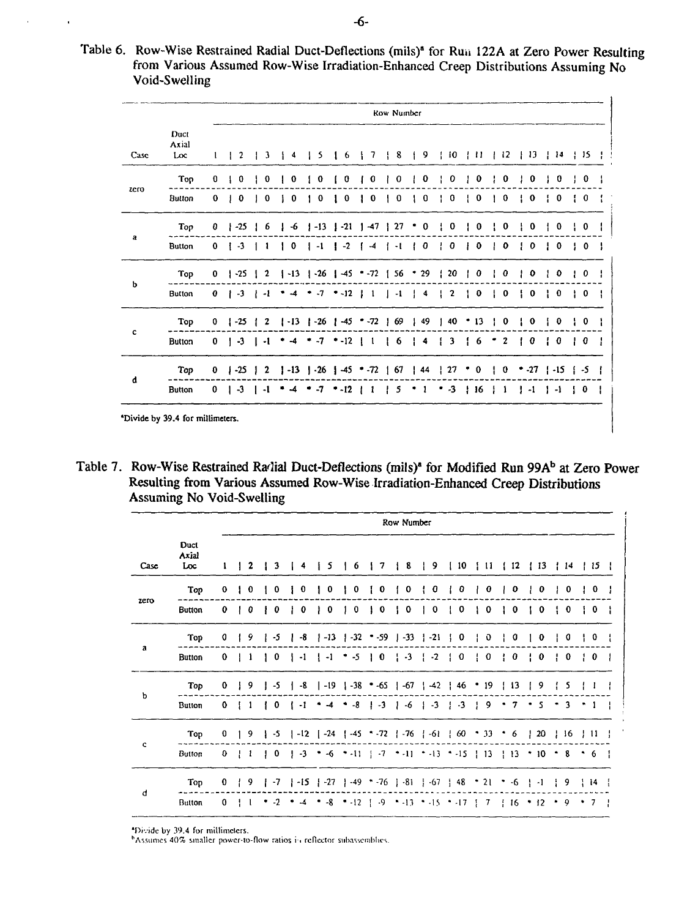Table 6. Row-Wise Restrained Radial Duct-Deflections (mils)[a] for Run 122A at Zero Power Resulting from Various Assumed Row-Wise Irradiation-Enhanced Creep Distributions Assuming No Void-Swelling

| Case | Duct Axial Loc | Row Number 1 | 2 | 3 | 4 | 5 | 6 | 7 | 8 | 9 | 10 | 11 | 12 | 13 | 14 | 15 |
|---|---|---|---|---|---|---|---|---|---|---|---|---|---|---|---|---|
| zero | Top | 0 | 0 | 0 | 0 | 0 | 0 | 0 | 0 | 0 | 0 | 0 | 0 | 0 | 0 | 0 |
| | Button | 0 | 0 | 0 | 0 | 0 | 0 | 0 | 0 | 0 | 0 | 0 | 0 | 0 | 0 | 0 |
| a | Top | 0 | -25 | 6 | -6 | -13 | -21 | -47 | 27 | * 0 | 0 | 0 | 0 | 0 | 0 | 0 |
| | Button | 0 | -3 | 1 | 0 | -1 | -2 | -4 | -1 | 0 | 0 | 0 | 0 | 0 | 0 | 0 |
| b | Top | 0 | -25 | 2 | -13 | -26 | -45 | * -72 | 56 | * 29 | 20 | 0 | 0 | 0 | 0 | 0 |
| | Button | 0 | -3 | -1 | * -4 | * -7 | * -12 | 1 | -1 | 4 | 2 | 0 | 0 | 0 | 0 | 0 |
| c | Top | 0 | -25 | 2 | -13 | -26 | -45 | * -72 | 69 | 49 | 40 | * 13 | 0 | 0 | 0 | 0 |
| | Button | 0 | -3 | -1 | * -4 | * -7 | * -12 | 1 | 6 | 4 | 3 | 6 | * 2 | 0 | 0 | 0 |
| d | Top | 0 | -25 | 2 | -13 | -26 | -45 | * -72 | 67 | 44 | 27 | * 0 | 0 | * -27 | -15 | -5 |
| | Button | 0 | -3 | -1 | * -4 | * -7 | * -12 | 1 | 5 | * 1 | * -3 | 16 | 1 | -1 | -1 | 0 |

[a]Divide by 39.4 for millimeters.

Table 7. Row-Wise Restrained Radial Duct-Deflections (mils)[a] for Modified Run 99A[b] at Zero Power Resulting from Various Assumed Row-Wise Irradiation-Enhanced Creep Distributions Assuming No Void-Swelling

| Case | Duct Axial Loc | Row Number 1 | 2 | 3 | 4 | 5 | 6 | 7 | 8 | 9 | 10 | 11 | 12 | 13 | 14 | 15 |
|---|---|---|---|---|---|---|---|---|---|---|---|---|---|---|---|---|
| zero | Top | 0 | 0 | 0 | 0 | 0 | 0 | 0 | 0 | 0 | 0 | 0 | 0 | 0 | 0 | 0 |
| | Button | 0 | 0 | 0 | 0 | 0 | 0 | 0 | 0 | 0 | 0 | 0 | 0 | 0 | 0 | 0 |
| a | Top | 0 | 9 | -5 | -8 | -13 | -32 | * -59 | -33 | -21 | 0 | 0 | 0 | 0 | 0 | 0 |
| | Button | 0 | 1 | 0 | -1 | -1 | * -5 | 0 | -3 | -2 | 0 | 0 | 0 | 0 | 0 | 0 |
| b | Top | 0 | 9 | -5 | -8 | -19 | -38 | * -65 | -67 | -42 | 46 | * 19 | 13 | 9 | 5 | 1 |
| | Button | 0 | 1 | 0 | -1 | * -4 | * -8 | -3 | -6 | -3 | -3 | 9 | * 7 | * 5 | * 3 | * 1 |
| c | Top | 0 | 9 | -5 | -12 | -24 | -45 | * -72 | -76 | -61 | 60 | * 33 | * 6 | 20 | 16 | 11 |
| | Button | 0 | 1 | 0 | -3 | * -6 | * -11 | -7 | * -11 | * -13 | * -15 | 13 | 13 | * 10 | * 8 | * 6 |
| d | Top | 0 | 9 | -7 | -15 | -27 | -49 | * -76 | -81 | -67 | 48 | * 21 | * -6 | -1 | 9 | 14 |
| | Button | 0 | 1 | * -2 | * -4 | * -8 | * -12 | -9 | * -13 | * -15 | * -17 | 7 | 16 | * 12 | * 9 | * 7 |

[a]Divide by 39.4 for millimeters.
[b]Assumes 40% smaller power-to-flow ratios in reflector subassemblies.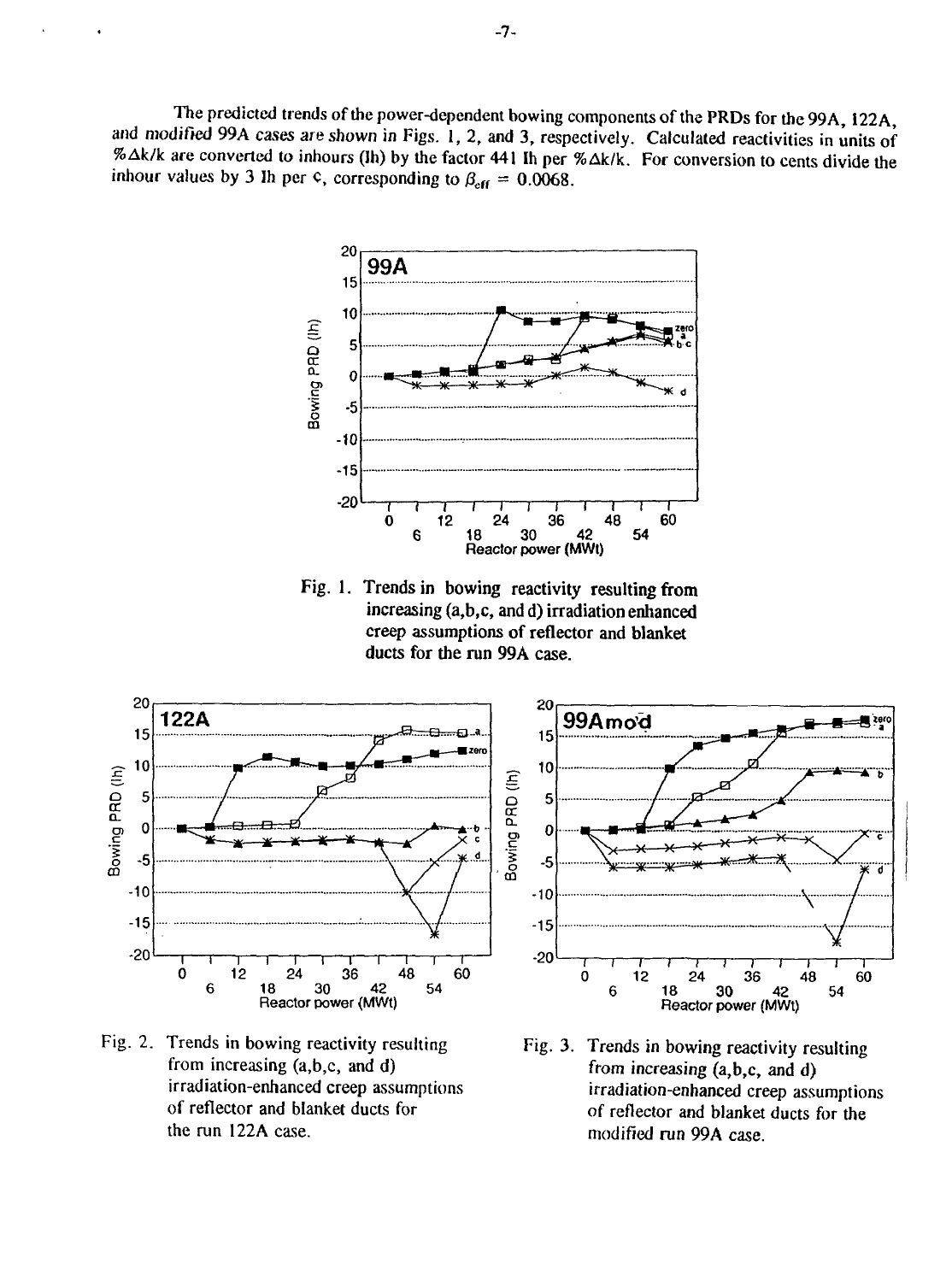The predicted trends of the power-dependent bowing components of the PRDs for the 99A, 122A, and modified 99A cases are shown in Figs. 1, 2, and 3, respectively. Calculated reactivities in units of %Δk/k are converted to inhours (Ih) by the factor 441 Ih per %Δk/k. For conversion to cents divide the inhour values by 3 Ih per ¢, corresponding to $\beta_{eff}$ = 0.0068.

Fig. 1. Trends in bowing reactivity resulting from increasing (a,b,c, and d) irradiation enhanced creep assumptions of reflector and blanket ducts for the run 99A case.

Fig. 2. Trends in bowing reactivity resulting from increasing (a,b,c, and d) irradiation-enhanced creep assumptions of reflector and blanket ducts for the run 122A case.

Fig. 3. Trends in bowing reactivity resulting from increasing (a,b,c, and d) irradiation-enhanced creep assumptions of reflector and blanket ducts for the modified run 99A case.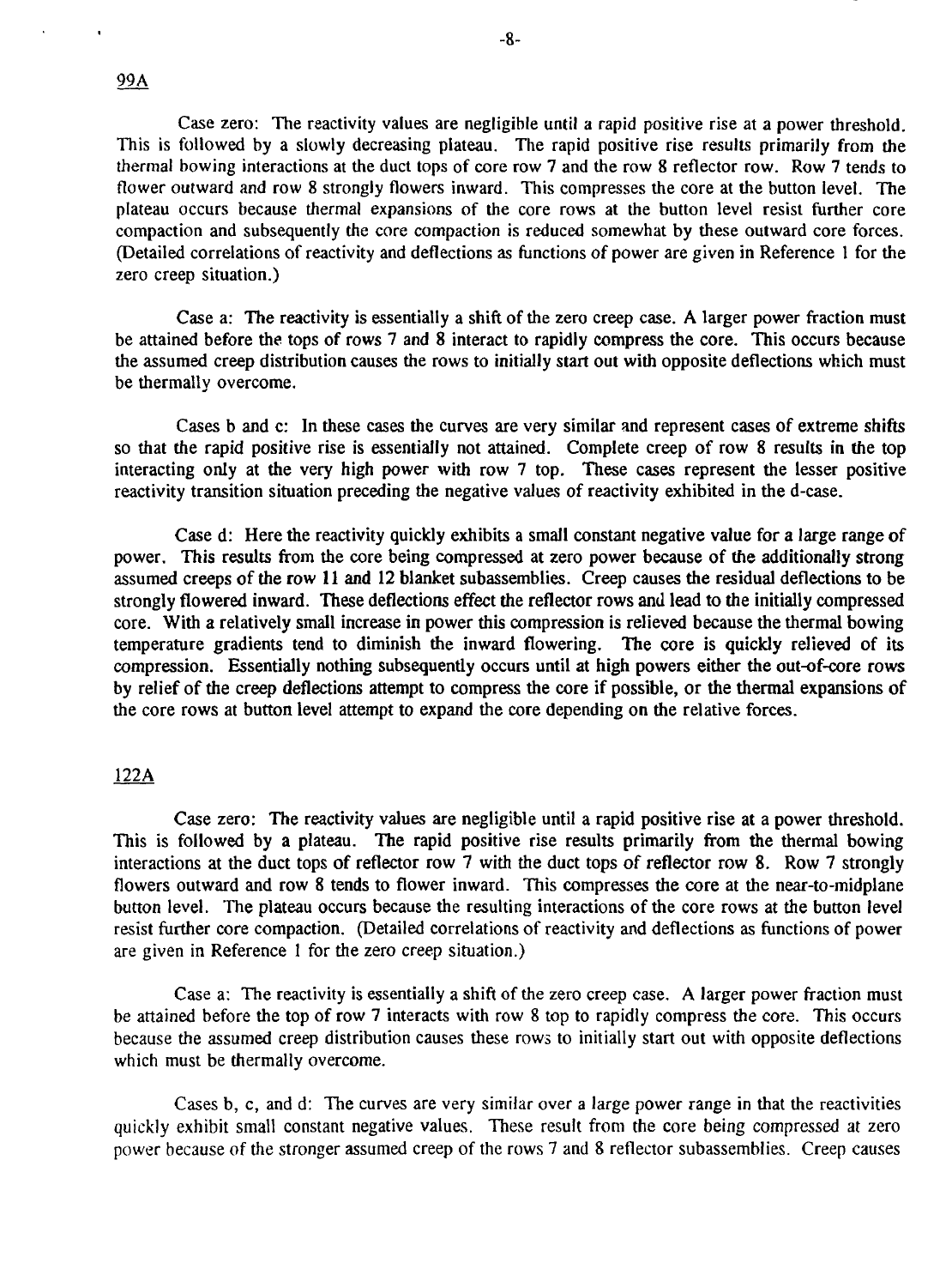## 99A

Case zero: The reactivity values are negligible until a rapid positive rise at a power threshold. This is followed by a slowly decreasing plateau. The rapid positive rise results primarily from the thermal bowing interactions at the duct tops of core row 7 and the row 8 reflector row. Row 7 tends to flower outward and row 8 strongly flowers inward. This compresses the core at the button level. The plateau occurs because thermal expansions of the core rows at the button level resist further core compaction and subsequently the core compaction is reduced somewhat by these outward core forces. (Detailed correlations of reactivity and deflections as functions of power are given in Reference 1 for the zero creep situation.)

Case a: The reactivity is essentially a shift of the zero creep case. A larger power fraction must be attained before the tops of rows 7 and 8 interact to rapidly compress the core. This occurs because the assumed creep distribution causes the rows to initially start out with opposite deflections which must be thermally overcome.

Cases b and c: In these cases the curves are very similar and represent cases of extreme shifts so that the rapid positive rise is essentially not attained. Complete creep of row 8 results in the top interacting only at the very high power with row 7 top. These cases represent the lesser positive reactivity transition situation preceding the negative values of reactivity exhibited in the d-case.

Case d: Here the reactivity quickly exhibits a small constant negative value for a large range of power. This results from the core being compressed at zero power because of the additionally strong assumed creeps of the row 11 and 12 blanket subassemblies. Creep causes the residual deflections to be strongly flowered inward. These deflections effect the reflector rows and lead to the initially compressed core. With a relatively small increase in power this compression is relieved because the thermal bowing temperature gradients tend to diminish the inward flowering. The core is quickly relieved of its compression. Essentially nothing subsequently occurs until at high powers either the out-of-core rows by relief of the creep deflections attempt to compress the core if possible, or the thermal expansions of the core rows at button level attempt to expand the core depending on the relative forces.

## 122A

Case zero: The reactivity values are negligible until a rapid positive rise at a power threshold. This is followed by a plateau. The rapid positive rise results primarily from the thermal bowing interactions at the duct tops of reflector row 7 with the duct tops of reflector row 8. Row 7 strongly flowers outward and row 8 tends to flower inward. This compresses the core at the near-to-midplane button level. The plateau occurs because the resulting interactions of the core rows at the button level resist further core compaction. (Detailed correlations of reactivity and deflections as functions of power are given in Reference 1 for the zero creep situation.)

Case a: The reactivity is essentially a shift of the zero creep case. A larger power fraction must be attained before the top of row 7 interacts with row 8 top to rapidly compress the core. This occurs because the assumed creep distribution causes these rows to initially start out with opposite deflections which must be thermally overcome.

Cases b, c, and d: The curves are very similar over a large power range in that the reactivities quickly exhibit small constant negative values. These result from the core being compressed at zero power because of the stronger assumed creep of the rows 7 and 8 reflector subassemblies. Creep causes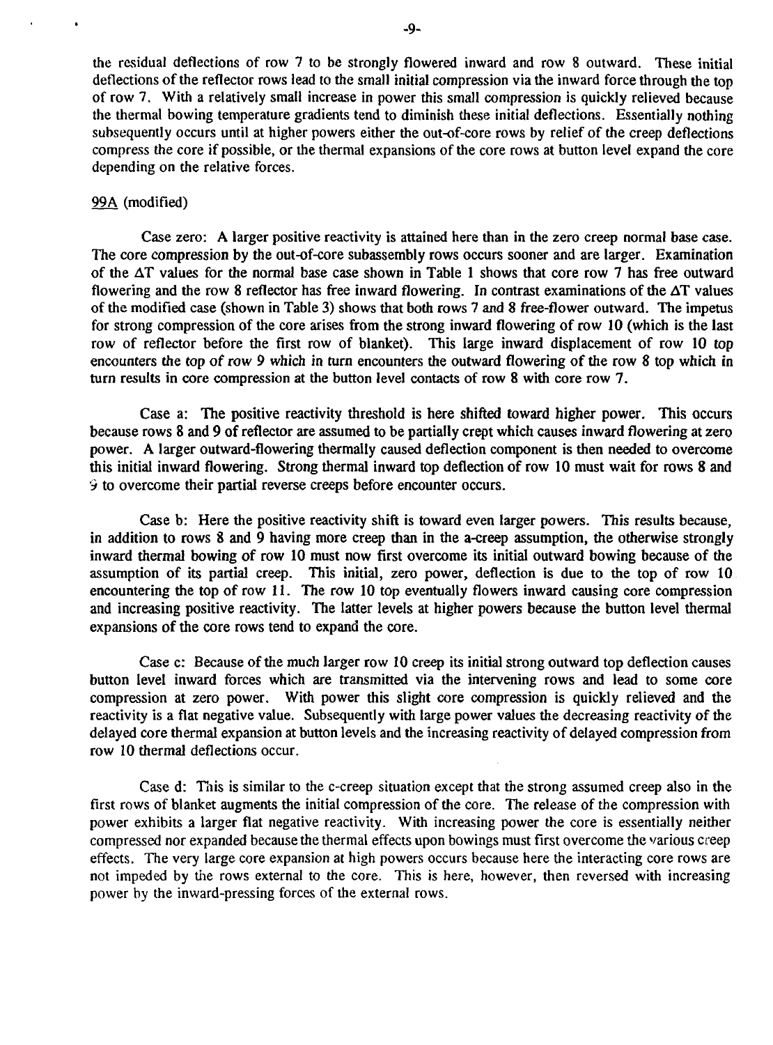the residual deflections of row 7 to be strongly flowered inward and row 8 outward. These initial deflections of the reflector rows lead to the small initial compression via the inward force through the top of row 7. With a relatively small increase in power this small compression is quickly relieved because the thermal bowing temperature gradients tend to diminish these initial deflections. Essentially nothing subsequently occurs until at higher powers either the out-of-core rows by relief of the creep deflections compress the core if possible, or the thermal expansions of the core rows at button level expand the core depending on the relative forces.

<u>99A</u> (modified)

Case zero: A larger positive reactivity is attained here than in the zero creep normal base case. The core compression by the out-of-core subassembly rows occurs sooner and are larger. Examination of the $\Delta T$ values for the normal base case shown in Table 1 shows that core row 7 has free outward flowering and the row 8 reflector has free inward flowering. In contrast examinations of the $\Delta T$ values of the modified case (shown in Table 3) shows that both rows 7 and 8 free-flower outward. The impetus for strong compression of the core arises from the strong inward flowering of row 10 (which is the last row of reflector before the first row of blanket). This large inward displacement of row 10 top encounters the top of row 9 which in turn encounters the outward flowering of the row 8 top which in turn results in core compression at the button level contacts of row 8 with core row 7.

Case a: The positive reactivity threshold is here shifted toward higher power. This occurs because rows 8 and 9 of reflector are assumed to be partially crept which causes inward flowering at zero power. A larger outward-flowering thermally caused deflection component is then needed to overcome this initial inward flowering. Strong thermal inward top deflection of row 10 must wait for rows 8 and 9 to overcome their partial reverse creeps before encounter occurs.

Case b: Here the positive reactivity shift is toward even larger powers. This results because, in addition to rows 8 and 9 having more creep than in the a-creep assumption, the otherwise strongly inward thermal bowing of row 10 must now first overcome its initial outward bowing because of the assumption of its partial creep. This initial, zero power, deflection is due to the top of row 10 encountering the top of row 11. The row 10 top eventually flowers inward causing core compression and increasing positive reactivity. The latter levels at higher powers because the button level thermal expansions of the core rows tend to expand the core.

Case c: Because of the much larger row 10 creep its initial strong outward top deflection causes button level inward forces which are transmitted via the intervening rows and lead to some core compression at zero power. With power this slight core compression is quickly relieved and the reactivity is a flat negative value. Subsequently with large power values the decreasing reactivity of the delayed core thermal expansion at button levels and the increasing reactivity of delayed compression from row 10 thermal deflections occur.

Case d: This is similar to the c-creep situation except that the strong assumed creep also in the first rows of blanket augments the initial compression of the core. The release of the compression with power exhibits a larger flat negative reactivity. With increasing power the core is essentially neither compressed nor expanded because the thermal effects upon bowings must first overcome the various creep effects. The very large core expansion at high powers occurs because here the interacting core rows are not impeded by the rows external to the core. This is here, however, then reversed with increasing power by the inward-pressing forces of the external rows.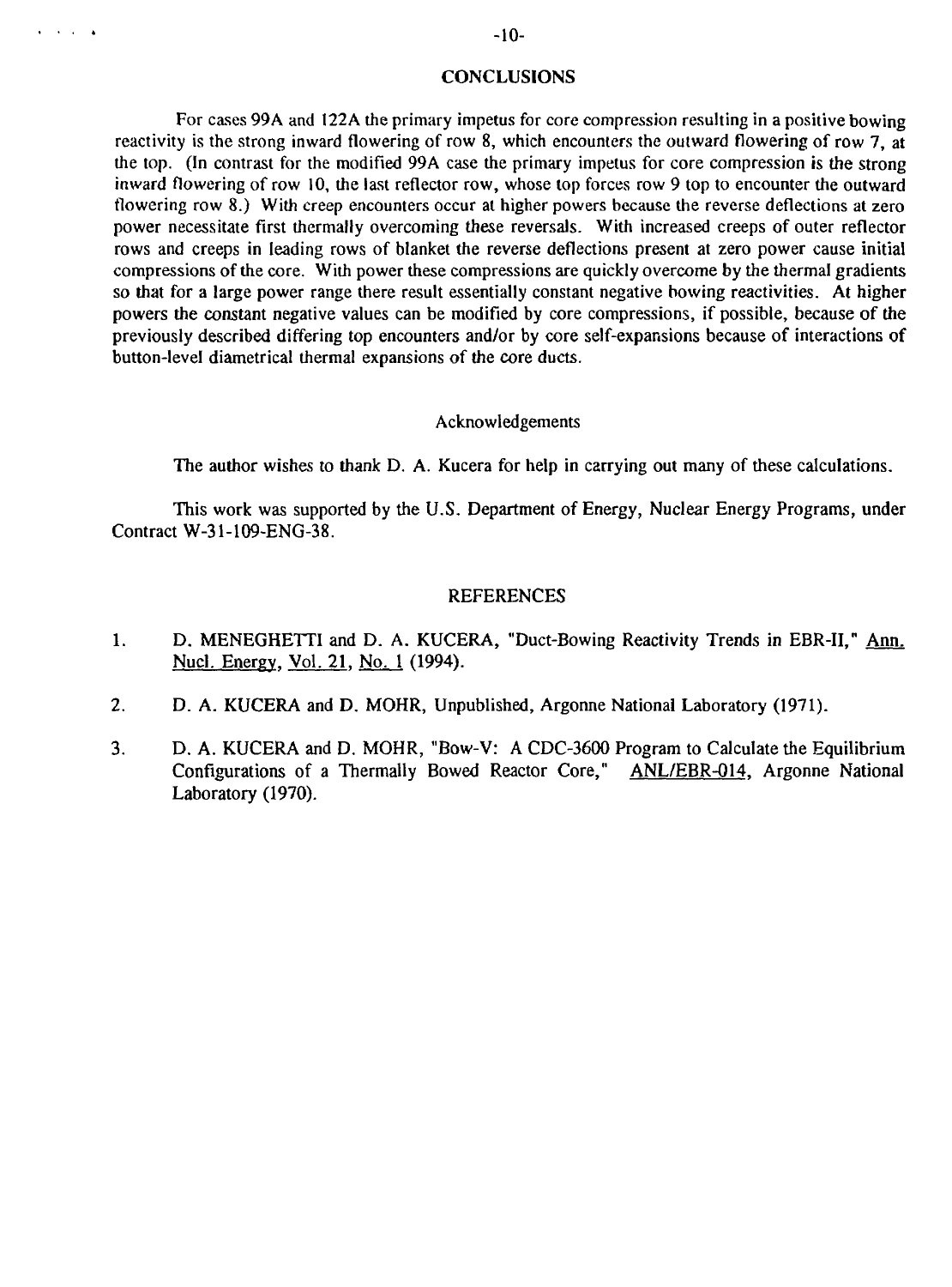## CONCLUSIONS

For cases 99A and 122A the primary impetus for core compression resulting in a positive bowing reactivity is the strong inward flowering of row 8, which encounters the outward flowering of row 7, at the top. (In contrast for the modified 99A case the primary impetus for core compression is the strong inward flowering of row 10, the last reflector row, whose top forces row 9 top to encounter the outward flowering row 8.) With creep encounters occur at higher powers because the reverse deflections at zero power necessitate first thermally overcoming these reversals. With increased creeps of outer reflector rows and creeps in leading rows of blanket the reverse deflections present at zero power cause initial compressions of the core. With power these compressions are quickly overcome by the thermal gradients so that for a large power range there result essentially constant negative bowing reactivities. At higher powers the constant negative values can be modified by core compressions, if possible, because of the previously described differing top encounters and/or by core self-expansions because of interactions of button-level diametrical thermal expansions of the core ducts.

### Acknowledgements

The author wishes to thank D. A. Kucera for help in carrying out many of these calculations.

This work was supported by the U.S. Department of Energy, Nuclear Energy Programs, under Contract W-31-109-ENG-38.

## REFERENCES

1. D. MENEGHETTI and D. A. KUCERA, "Duct-Bowing Reactivity Trends in EBR-II," Ann. Nucl. Energy, Vol. 21, No. 1 (1994).

2. D. A. KUCERA and D. MOHR, Unpublished, Argonne National Laboratory (1971).

3. D. A. KUCERA and D. MOHR, "Bow-V: A CDC-3600 Program to Calculate the Equilibrium Configurations of a Thermally Bowed Reactor Core," ANL/EBR-014, Argonne National Laboratory (1970).